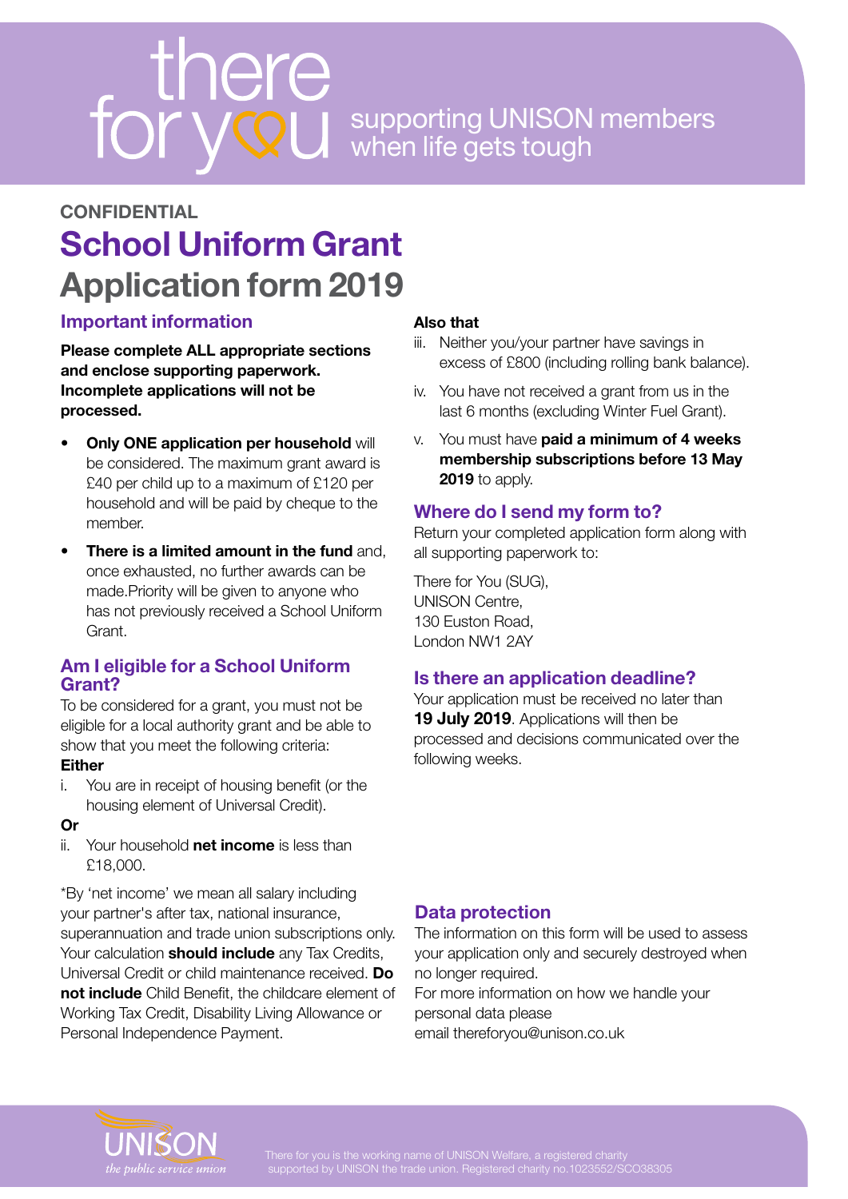# there for you

supporting UNISON members when life gets tough

**CONFIDENTIAL**

# School Uniform Grant Application form 2019

## Important information

**Please complete ALL appropriate sections and enclose supporting paperwork. Incomplete applications will not be processed.**

- **Only ONE application per household** will be considered. The maximum grant award is £40 per child up to a maximum of £120 per household and will be paid by cheque to the member.
- **There is a limited amount in the fund** and, once exhausted, no further awards can be made.Priority will be given to anyone who has not previously received a School Uniform Grant.

## Am I eligible for a School Uniform Grant?

To be considered for a grant, you must not be eligible for a local authority grant and be able to show that you meet the following criteria:

**Either**

i. You are in receipt of housing benefit (or the housing element of Universal Credit).

**Or**

ii. Your household **net income** is less than £18,000.

*By 'net income' we mean all salary including your partner's after tax, national insurance, superannuation and trade union subscriptions only. Your calculation **should include** any Tax Credits, Universal Credit or child maintenance received. **Do not include** Child Benefit, the childcare element of Working Tax Credit, Disability Living Allowance or Personal Independence Payment.

**Also that**

iii. Neither you/your partner have savings in excess of £800 (including rolling bank balance).

iv. You have not received a grant from us in the last 6 months (excluding Winter Fuel Grant).

v. You must have **paid a minimum of 4 weeks membership subscriptions before 13 May 2019** to apply.

## Where do I send my form to?

Return your completed application form along with all supporting paperwork to:

There for You (SUG),
UNISON Centre,
130 Euston Road,
London NW1 2AY

## Is there an application deadline?

Your application must be received no later than **19 July 2019**. Applications will then be processed and decisions communicated over the following weeks.

## Data protection

The information on this form will be used to assess your application only and securely destroyed when no longer required.
For more information on how we handle your personal data please
email thereforyou@unison.co.uk

UNISON the public service union

There for you is the working name of UNISON Welfare, a registered charity supported by UNISON the trade union. Registered charity no.1023552/SCO38305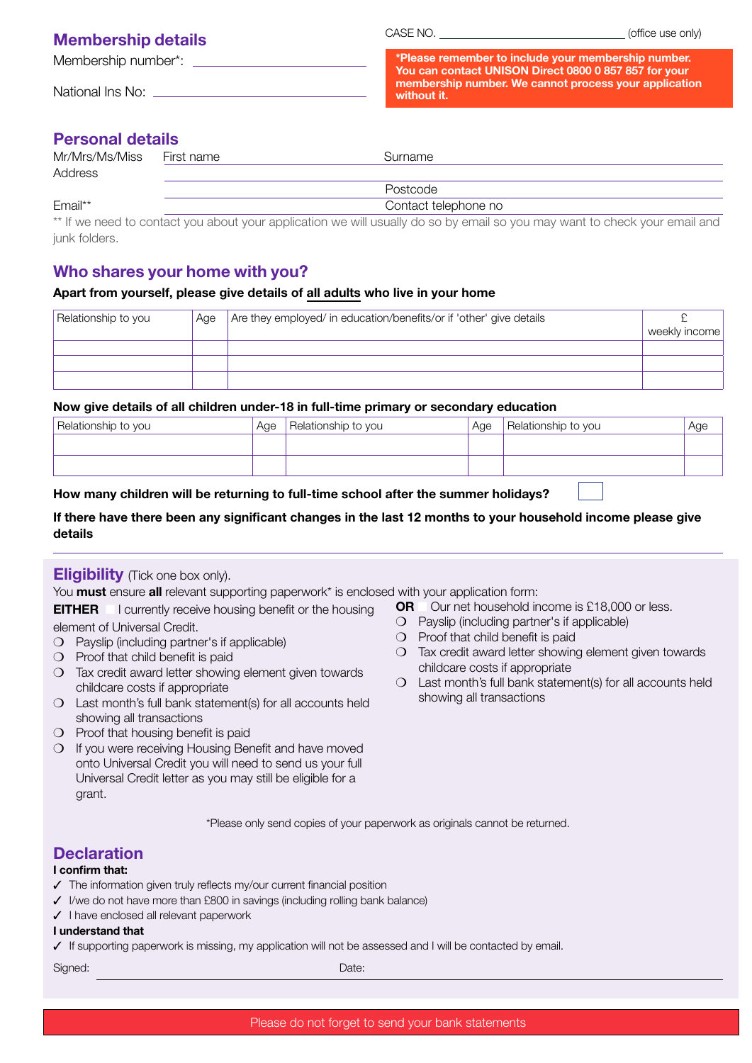## Membership details

CASE NO. ______________________________ (office use only)

Membership number*: ______________________________

National Ins No: ______________________________

**\*Please remember to include your membership number. You can contact UNISON Direct 0800 0 857 857 for your membership number. We cannot process your application without it.**

## Personal details

Mr/Mrs/Ms/Miss First name ______________________ Surname ______________________

Address ______________________________________________

______________________ Postcode ______________________

Email** ______________________ Contact telephone no ______________________

** If we need to contact you about your application we will usually do so by email so you may want to check your email and junk folders.

## Who shares your home with you?

**Apart from yourself, please give details of all adults who live in your home**

| Relationship to you | Age | Are they employed/ in education/benefits/or if 'other' give details | £ weekly income |
|---|---|---|---|
| | | | |
| | | | |
| | | | |

**Now give details of all children under-18 in full-time primary or secondary education**

| Relationship to you | Age | Relationship to you | Age | Relationship to you | Age |
|---|---|---|---|---|---|
| | | | | | |
| | | | | | |

**How many children will be returning to full-time school after the summer holidays?** ☐

**If there have there been any significant changes in the last 12 months to your household income please give details**

______________________________________________

## Eligibility (Tick one box only).

You **must** ensure **all** relevant supporting paperwork* is enclosed with your application form:

**EITHER** ☐ I currently receive housing benefit or the housing element of Universal Credit.

- ❍ Payslip (including partner's if applicable)
- ❍ Proof that child benefit is paid
- ❍ Tax credit award letter showing element given towards childcare costs if appropriate
- ❍ Last month's full bank statement(s) for all accounts held showing all transactions
- ❍ Proof that housing benefit is paid
- ❍ If you were receiving Housing Benefit and have moved onto Universal Credit you will need to send us your full Universal Credit letter as you may still be eligible for a grant.

**OR** ☐ Our net household income is £18,000 or less.

- ❍ Payslip (including partner's if applicable)
- ❍ Proof that child benefit is paid
- ❍ Tax credit award letter showing element given towards childcare costs if appropriate
- ❍ Last month's full bank statement(s) for all accounts held showing all transactions

*Please only send copies of your paperwork as originals cannot be returned.

## Declaration

**I confirm that:**

- ✓ The information given truly reflects my/our current financial position
- ✓ I/we do not have more than £800 in savings (including rolling bank balance)
- ✓ I have enclosed all relevant paperwork

**I understand that**

- ✓ If supporting paperwork is missing, my application will not be assessed and I will be contacted by email.

Signed: ______________________ Date: ______________________

Please do not forget to send your bank statements